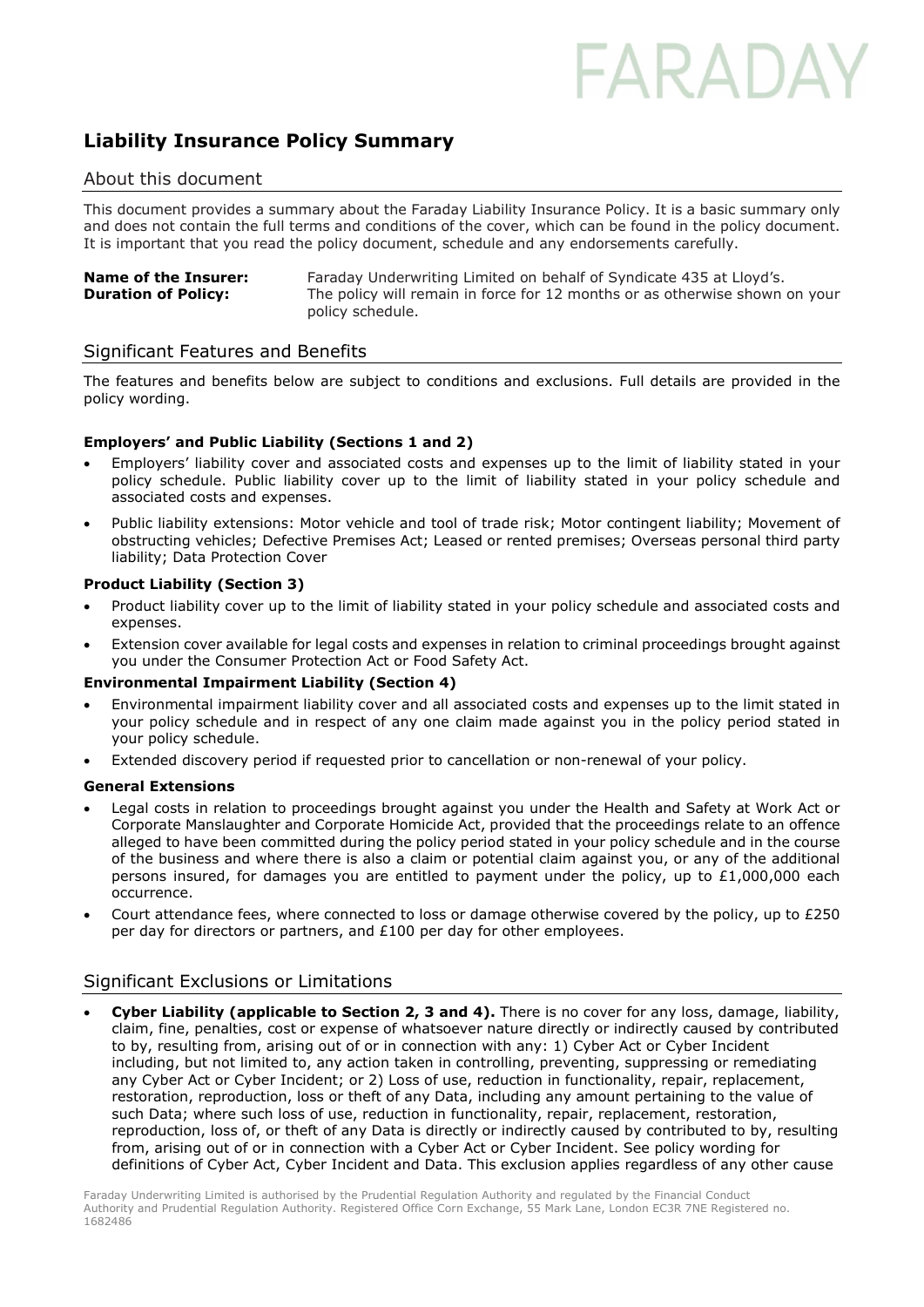FARADAY

# Liability Insurance Policy Summary

## About this document

This document provides a summary about the Faraday Liability Insurance Policy. It is a basic summary only and does not contain the full terms and conditions of the cover, which can be found in the policy document. It is important that you read the policy document, schedule and any endorsements carefully.

**Name of the Insurer:** Faraday Underwriting Limited on behalf of Syndicate 435 at Lloyd's.
**Duration of Policy:** The policy will remain in force for 12 months or as otherwise shown on your policy schedule.

## Significant Features and Benefits

The features and benefits below are subject to conditions and exclusions. Full details are provided in the policy wording.

### Employers' and Public Liability (Sections 1 and 2)

- Employers' liability cover and associated costs and expenses up to the limit of liability stated in your policy schedule. Public liability cover up to the limit of liability stated in your policy schedule and associated costs and expenses.
- Public liability extensions: Motor vehicle and tool of trade risk; Motor contingent liability; Movement of obstructing vehicles; Defective Premises Act; Leased or rented premises; Overseas personal third party liability; Data Protection Cover

### Product Liability (Section 3)

- Product liability cover up to the limit of liability stated in your policy schedule and associated costs and expenses.
- Extension cover available for legal costs and expenses in relation to criminal proceedings brought against you under the Consumer Protection Act or Food Safety Act.

### Environmental Impairment Liability (Section 4)

- Environmental impairment liability cover and all associated costs and expenses up to the limit stated in your policy schedule and in respect of any one claim made against you in the policy period stated in your policy schedule.
- Extended discovery period if requested prior to cancellation or non-renewal of your policy.

### General Extensions

- Legal costs in relation to proceedings brought against you under the Health and Safety at Work Act or Corporate Manslaughter and Corporate Homicide Act, provided that the proceedings relate to an offence alleged to have been committed during the policy period stated in your policy schedule and in the course of the business and where there is also a claim or potential claim against you, or any of the additional persons insured, for damages you are entitled to payment under the policy, up to £1,000,000 each occurrence.
- Court attendance fees, where connected to loss or damage otherwise covered by the policy, up to £250 per day for directors or partners, and £100 per day for other employees.

## Significant Exclusions or Limitations

- **Cyber Liability (applicable to Section 2, 3 and 4).** There is no cover for any loss, damage, liability, claim, fine, penalties, cost or expense of whatsoever nature directly or indirectly caused by contributed to by, resulting from, arising out of or in connection with any: 1) Cyber Act or Cyber Incident including, but not limited to, any action taken in controlling, preventing, suppressing or remediating any Cyber Act or Cyber Incident; or 2) Loss of use, reduction in functionality, repair, replacement, restoration, reproduction, loss or theft of any Data, including any amount pertaining to the value of such Data; where such loss of use, reduction in functionality, repair, replacement, restoration, reproduction, loss of, or theft of any Data is directly or indirectly caused by contributed to by, resulting from, arising out of or in connection with a Cyber Act or Cyber Incident. See policy wording for definitions of Cyber Act, Cyber Incident and Data. This exclusion applies regardless of any other cause

Faraday Underwriting Limited is authorised by the Prudential Regulation Authority and regulated by the Financial Conduct Authority and Prudential Regulation Authority. Registered Office Corn Exchange, 55 Mark Lane, London EC3R 7NE Registered no. 1682486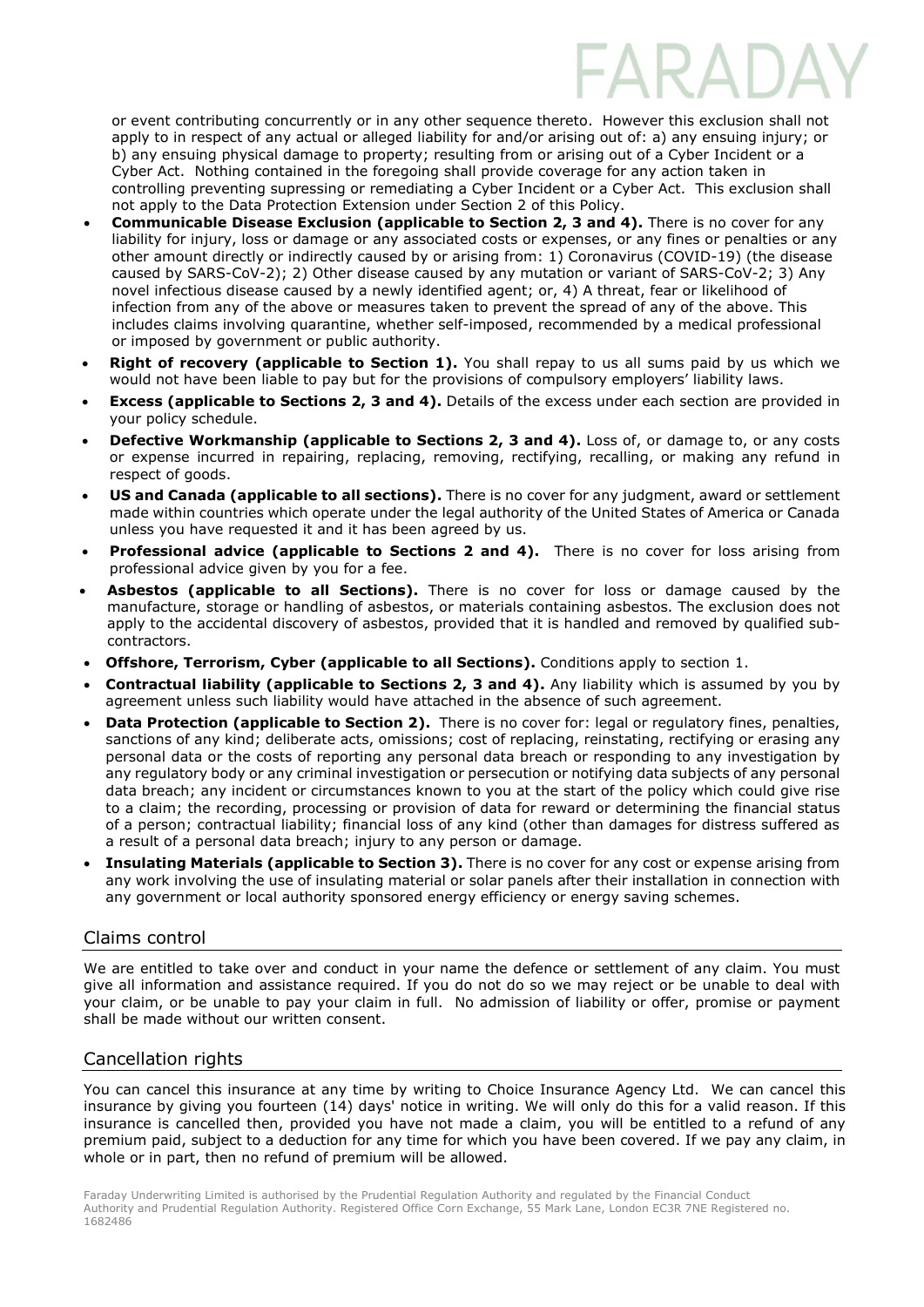or event contributing concurrently or in any other sequence thereto. However this exclusion shall not apply to in respect of any actual or alleged liability for and/or arising out of: a) any ensuing injury; or b) any ensuing physical damage to property; resulting from or arising out of a Cyber Incident or a Cyber Act. Nothing contained in the foregoing shall provide coverage for any action taken in controlling preventing supressing or remediating a Cyber Incident or a Cyber Act. This exclusion shall not apply to the Data Protection Extension under Section 2 of this Policy.

- **Communicable Disease Exclusion (applicable to Section 2, 3 and 4).** There is no cover for any liability for injury, loss or damage or any associated costs or expenses, or any fines or penalties or any other amount directly or indirectly caused by or arising from: 1) Coronavirus (COVID-19) (the disease caused by SARS-CoV-2); 2) Other disease caused by any mutation or variant of SARS-CoV-2; 3) Any novel infectious disease caused by a newly identified agent; or, 4) A threat, fear or likelihood of infection from any of the above or measures taken to prevent the spread of any of the above. This includes claims involving quarantine, whether self-imposed, recommended by a medical professional or imposed by government or public authority.
- **Right of recovery (applicable to Section 1).** You shall repay to us all sums paid by us which we would not have been liable to pay but for the provisions of compulsory employers' liability laws.
- **Excess (applicable to Sections 2, 3 and 4).** Details of the excess under each section are provided in your policy schedule.
- **Defective Workmanship (applicable to Sections 2, 3 and 4).** Loss of, or damage to, or any costs or expense incurred in repairing, replacing, removing, rectifying, recalling, or making any refund in respect of goods.
- **US and Canada (applicable to all sections).** There is no cover for any judgment, award or settlement made within countries which operate under the legal authority of the United States of America or Canada unless you have requested it and it has been agreed by us.
- **Professional advice (applicable to Sections 2 and 4).** There is no cover for loss arising from professional advice given by you for a fee.
- **Asbestos (applicable to all Sections).** There is no cover for loss or damage caused by the manufacture, storage or handling of asbestos, or materials containing asbestos. The exclusion does not apply to the accidental discovery of asbestos, provided that it is handled and removed by qualified sub-contractors.
- **Offshore, Terrorism, Cyber (applicable to all Sections).** Conditions apply to section 1.
- **Contractual liability (applicable to Sections 2, 3 and 4).** Any liability which is assumed by you by agreement unless such liability would have attached in the absence of such agreement.
- **Data Protection (applicable to Section 2).** There is no cover for: legal or regulatory fines, penalties, sanctions of any kind; deliberate acts, omissions; cost of replacing, reinstating, rectifying or erasing any personal data or the costs of reporting any personal data breach or responding to any investigation by any regulatory body or any criminal investigation or persecution or notifying data subjects of any personal data breach; any incident or circumstances known to you at the start of the policy which could give rise to a claim; the recording, processing or provision of data for reward or determining the financial status of a person; contractual liability; financial loss of any kind (other than damages for distress suffered as a result of a personal data breach; injury to any person or damage.
- **Insulating Materials (applicable to Section 3).** There is no cover for any cost or expense arising from any work involving the use of insulating material or solar panels after their installation in connection with any government or local authority sponsored energy efficiency or energy saving schemes.

## Claims control

We are entitled to take over and conduct in your name the defence or settlement of any claim. You must give all information and assistance required. If you do not do so we may reject or be unable to deal with your claim, or be unable to pay your claim in full. No admission of liability or offer, promise or payment shall be made without our written consent.

## Cancellation rights

You can cancel this insurance at any time by writing to Choice Insurance Agency Ltd. We can cancel this insurance by giving you fourteen (14) days' notice in writing. We will only do this for a valid reason. If this insurance is cancelled then, provided you have not made a claim, you will be entitled to a refund of any premium paid, subject to a deduction for any time for which you have been covered. If we pay any claim, in whole or in part, then no refund of premium will be allowed.

Faraday Underwriting Limited is authorised by the Prudential Regulation Authority and regulated by the Financial Conduct Authority and Prudential Regulation Authority. Registered Office Corn Exchange, 55 Mark Lane, London EC3R 7NE Registered no. 1682486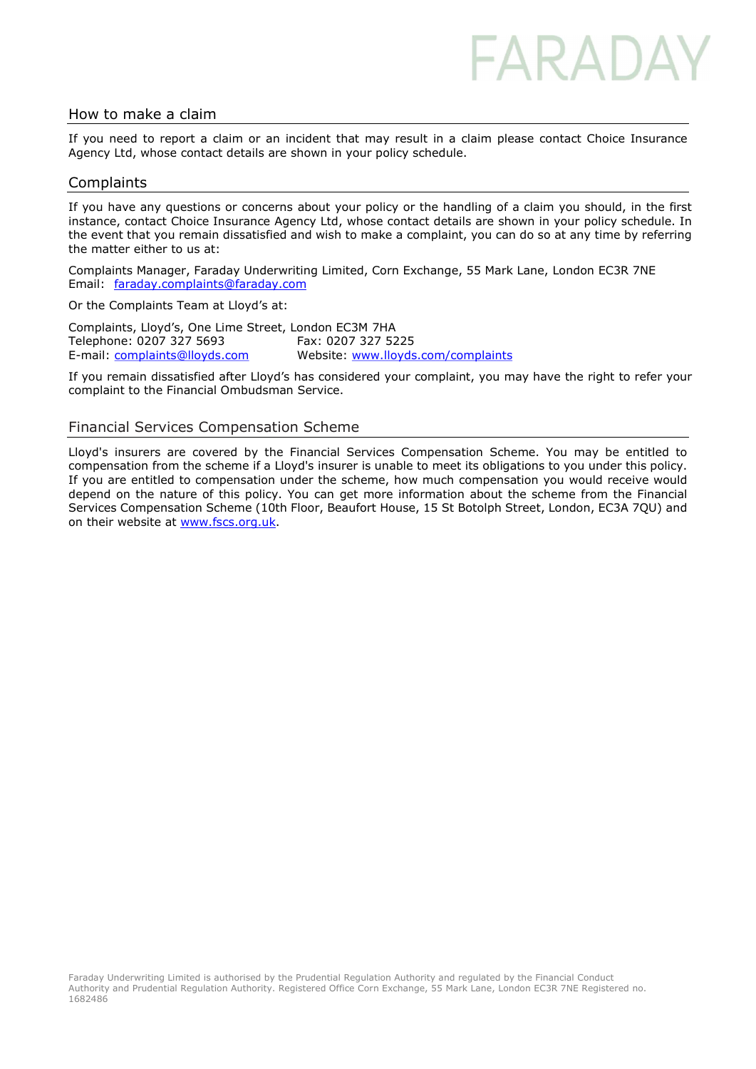FARADAY

## How to make a claim

If you need to report a claim or an incident that may result in a claim please contact Choice Insurance Agency Ltd, whose contact details are shown in your policy schedule.

## Complaints

If you have any questions or concerns about your policy or the handling of a claim you should, in the first instance, contact Choice Insurance Agency Ltd, whose contact details are shown in your policy schedule. In the event that you remain dissatisfied and wish to make a complaint, you can do so at any time by referring the matter either to us at:

Complaints Manager, Faraday Underwriting Limited, Corn Exchange, 55 Mark Lane, London EC3R 7NE
Email: faraday.complaints@faraday.com

Or the Complaints Team at Lloyd's at:

Complaints, Lloyd's, One Lime Street, London EC3M 7HA
Telephone: 0207 327 5693 Fax: 0207 327 5225
E-mail: complaints@lloyds.com Website: www.lloyds.com/complaints

If you remain dissatisfied after Lloyd's has considered your complaint, you may have the right to refer your complaint to the Financial Ombudsman Service.

## Financial Services Compensation Scheme

Lloyd's insurers are covered by the Financial Services Compensation Scheme. You may be entitled to compensation from the scheme if a Lloyd's insurer is unable to meet its obligations to you under this policy. If you are entitled to compensation under the scheme, how much compensation you would receive would depend on the nature of this policy. You can get more information about the scheme from the Financial Services Compensation Scheme (10th Floor, Beaufort House, 15 St Botolph Street, London, EC3A 7QU) and on their website at www.fscs.org.uk.

Faraday Underwriting Limited is authorised by the Prudential Regulation Authority and regulated by the Financial Conduct Authority and Prudential Regulation Authority. Registered Office Corn Exchange, 55 Mark Lane, London EC3R 7NE Registered no. 1682486